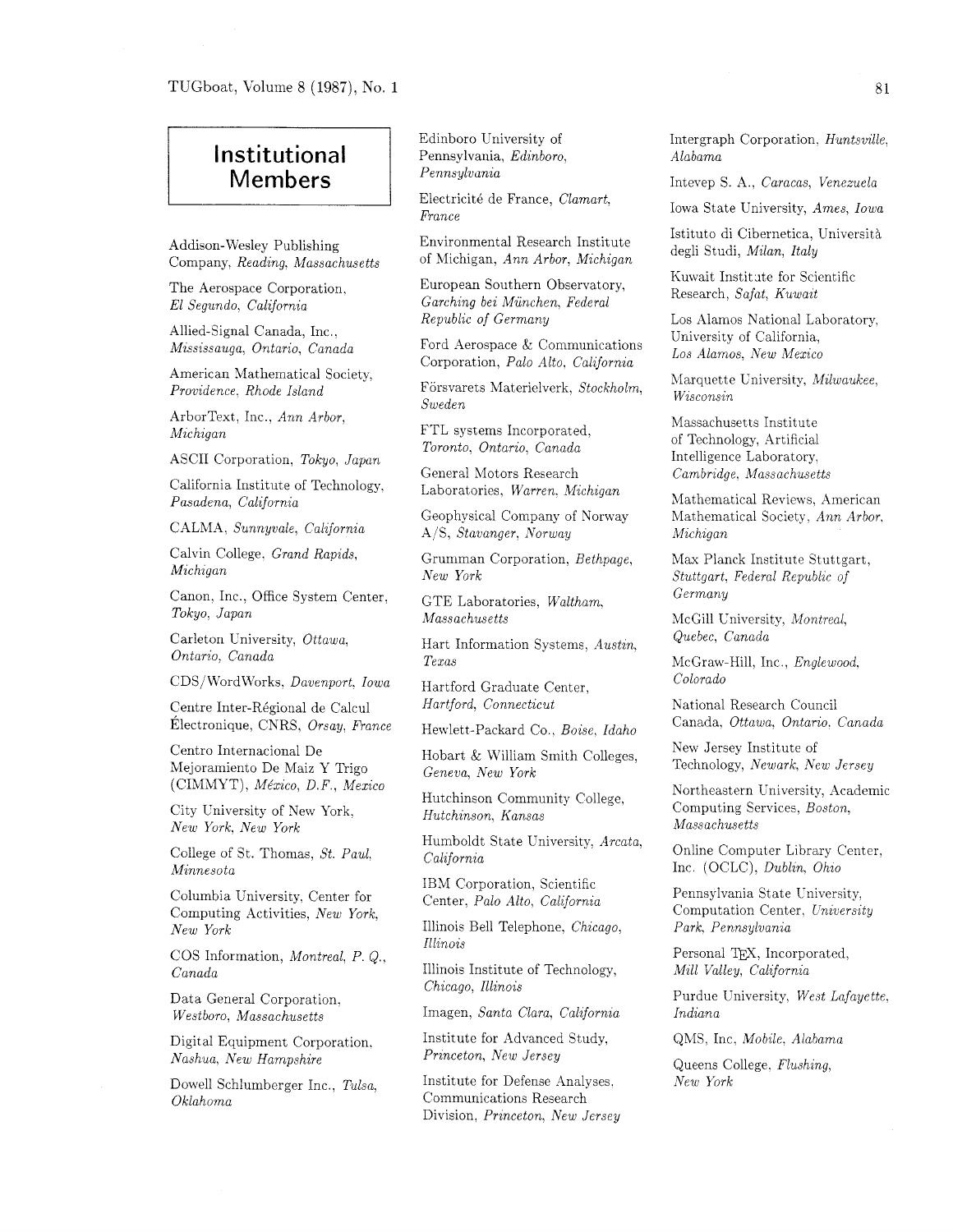# Institutional Members

Addison-Wesley Publishing Company, *Reading, Massachusetts*

The Aerospace Corporation, *El Segundo, California*

Allied-Signal Canada, Inc., *Mississauga, Ontario, Canada*

American Mathematical Society, *Providence, Rhode Island*

ArborText, Inc., *Ann Arbor, Michigan*

ASCII Corporation, *Tokyo, Japan*

California Institute of Technology, *Pasadena, California*

CALMA, *Sunnyvale, California*

Calvin College, *Grand Rapids, Michigan*

Canon, Inc., Office System Center, *Tokyo, Japan*

Carleton University, *Ottawa, Ontario, Canada*

CDS/WordWorks, *Davenport, Iowa*

Centre Inter-Régional de Calcul Électronique, CNRS, *Orsay, France*

Centro Internacional De Mejoramiento De Maiz Y Trigo (CIMMYT), *México, D.F., Mexico*

City University of New York, *New York, New York*

College of St. Thomas, *St. Paul, Minnesota*

Columbia University, Center for Computing Activities, *New York, New York*

COS Information, *Montreal, P. Q., Canada*

Data General Corporation, *Westboro, Massachusetts*

Digital Equipment Corporation, *Nashua, New Hampshire*

Dowell Schlumberger Inc., *Tulsa, Oklahoma*

Edinboro University of Pennsylvania, *Edinboro, Pennsylvania*

Electricité de France, *Clamart, France*

Environmental Research Institute of Michigan, *Ann Arbor, Michigan*

European Southern Observatory, *Garching bei München, Federal Republic of Germany*

Ford Aerospace & Communications Corporation, *Palo Alto, California*

Försvarets Materielverk, *Stockholm, Sweden*

FTL systems Incorporated, *Toronto, Ontario, Canada*

General Motors Research Laboratories, *Warren, Michigan*

Geophysical Company of Norway A/S, *Stavanger, Norway*

Grumman Corporation, *Bethpage, New York*

GTE Laboratories, *Waltham, Massachusetts*

Hart Information Systems, *Austin, Texas*

Hartford Graduate Center, *Hartford, Connecticut*

Hewlett-Packard Co., *Boise, Idaho*

Hobart & William Smith Colleges, *Geneva, New York*

Hutchinson Community College, *Hutchinson, Kansas*

Humboldt State University, *Arcata, California*

IBM Corporation, Scientific Center, *Palo Alto, California*

Illinois Bell Telephone, *Chicago, Illinois*

Illinois Institute of Technology, *Chicago, Illinois*

Imagen, *Santa Clara, California*

Institute for Advanced Study, *Princeton, New Jersey*

Institute for Defense Analyses, Communications Research Division, *Princeton, New Jersey*

Intergraph Corporation, *Huntsville, Alabama*

Intevep S. A., *Caracas, Venezuela*

Iowa State University, *Ames, Iowa*

Istituto di Cibernetica, Università degli Studi, *Milan, Italy*

Kuwait Institute for Scientific Research, *Safat, Kuwait*

Los Alamos National Laboratory, University of California, *Los Alamos, New Mexico*

Marquette University, *Milwaukee, Wisconsin*

Massachusetts Institute of Technology, Artificial Intelligence Laboratory, *Cambridge, Massachusetts*

Mathematical Reviews, American Mathematical Society, *Ann Arbor, Michigan*

Max Planck Institute Stuttgart, *Stuttgart, Federal Republic of Germany*

McGill University, *Montreal, Quebec, Canada*

McGraw-Hill, Inc., *Englewood, Colorado*

National Research Council Canada, *Ottawa, Ontario, Canada*

New Jersey Institute of Technology, *Newark, New Jersey*

Northeastern University, Academic Computing Services, *Boston, Massachusetts*

Online Computer Library Center, Inc. (OCLC), *Dublin, Ohio*

Pennsylvania State University, Computation Center, *University Park, Pennsylvania*

Personal TeX, Incorporated, *Mill Valley, California*

Purdue University, *West Lafayette, Indiana*

QMS, Inc, *Mobile, Alabama*

Queens College, *Flushing, New York*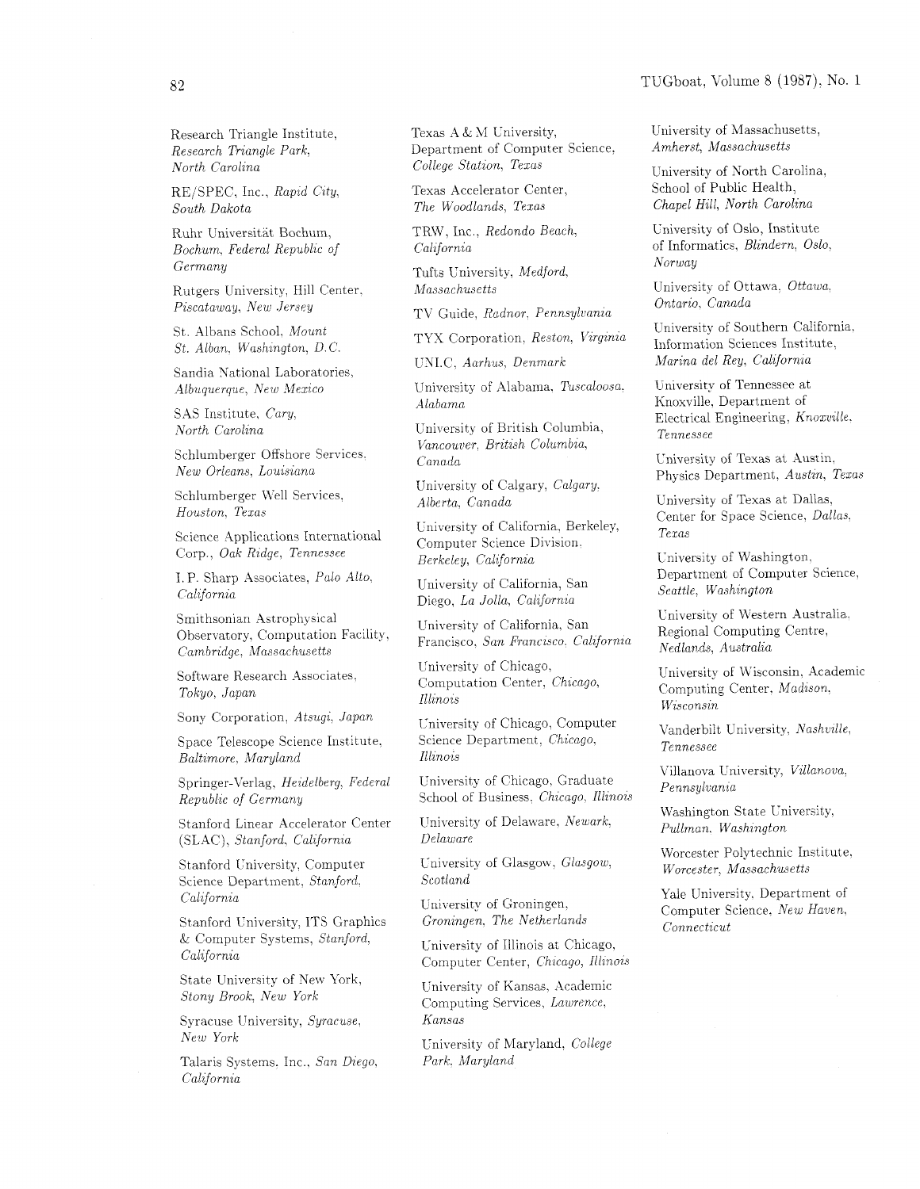Research Triangle Institute, *Research Triangle Park, North Carolina*

RE/SPEC, Inc., *Rapid City, South Dakota*

Ruhr Universität Bochum, *Bochum, Federal Republic of Germany*

Rutgers University, Hill Center, *Piscataway, New Jersey*

St. Albans School, *Mount St. Alban, Washington, D.C.*

Sandia National Laboratories, *Albuquerque, New Mexico*

SAS Institute, *Cary, North Carolina*

Schlumberger Offshore Services, *New Orleans, Louisiana*

Schlumberger Well Services, *Houston, Texas*

Science Applications International Corp., *Oak Ridge, Tennessee*

I. P. Sharp Associates, *Palo Alto, California*

Smithsonian Astrophysical Observatory, Computation Facility, *Cambridge, Massachusetts*

Software Research Associates, *Tokyo, Japan*

Sony Corporation, *Atsugi, Japan*

Space Telescope Science Institute, *Baltimore, Maryland*

Springer-Verlag, *Heidelberg, Federal Republic of Germany*

Stanford Linear Accelerator Center (SLAC), *Stanford, California*

Stanford University, Computer Science Department, *Stanford, California*

Stanford University, ITS Graphics & Computer Systems, *Stanford, California*

State University of New York, *Stony Brook, New York*

Syracuse University, *Syracuse, New York*

Talaris Systems, Inc., *San Diego, California*

Texas A & M University, Department of Computer Science, *College Station, Texas*

Texas Accelerator Center, *The Woodlands, Texas*

TRW, Inc., *Redondo Beach, California*

Tufts University, *Medford, Massachusetts*

TV Guide, *Radnor, Pennsylvania*

TYX Corporation, *Reston, Virginia*

UNI.C, *Aarhus, Denmark*

University of Alabama, *Tuscaloosa, Alabama*

University of British Columbia, *Vancouver, British Columbia, Canada*

University of Calgary, *Calgary, Alberta, Canada*

University of California, Berkeley, Computer Science Division, *Berkeley, California*

University of California, San Diego, *La Jolla, California*

University of California, San Francisco, *San Francisco, California*

University of Chicago, Computation Center, *Chicago, Illinois*

University of Chicago, Computer Science Department, *Chicago, Illinois*

University of Chicago, Graduate School of Business, *Chicago, Illinois*

University of Delaware, *Newark, Delaware*

University of Glasgow, *Glasgow, Scotland*

University of Groningen, *Groningen, The Netherlands*

University of Illinois at Chicago, Computer Center, *Chicago, Illinois*

University of Kansas, Academic Computing Services, *Lawrence, Kansas*

University of Maryland, *College Park, Maryland*

University of Massachusetts, *Amherst, Massachusetts*

University of North Carolina, School of Public Health, *Chapel Hill, North Carolina*

University of Oslo, Institute of Informatics, *Blindern, Oslo, Norway*

University of Ottawa, *Ottawa, Ontario, Canada*

University of Southern California, Information Sciences Institute, *Marina del Rey, California*

University of Tennessee at Knoxville, Department of Electrical Engineering, *Knoxville, Tennessee*

University of Texas at Austin, Physics Department, *Austin, Texas*

University of Texas at Dallas, Center for Space Science, *Dallas, Texas*

University of Washington, Department of Computer Science, *Seattle, Washington*

University of Western Australia, Regional Computing Centre, *Nedlands, Australia*

University of Wisconsin, Academic Computing Center, *Madison, Wisconsin*

Vanderbilt University, *Nashville, Tennessee*

Villanova University, *Villanova, Pennsylvania*

Washington State University, *Pullman, Washington*

Worcester Polytechnic Institute, *Worcester, Massachusetts*

Yale University, Department of Computer Science, *New Haven, Connecticut*